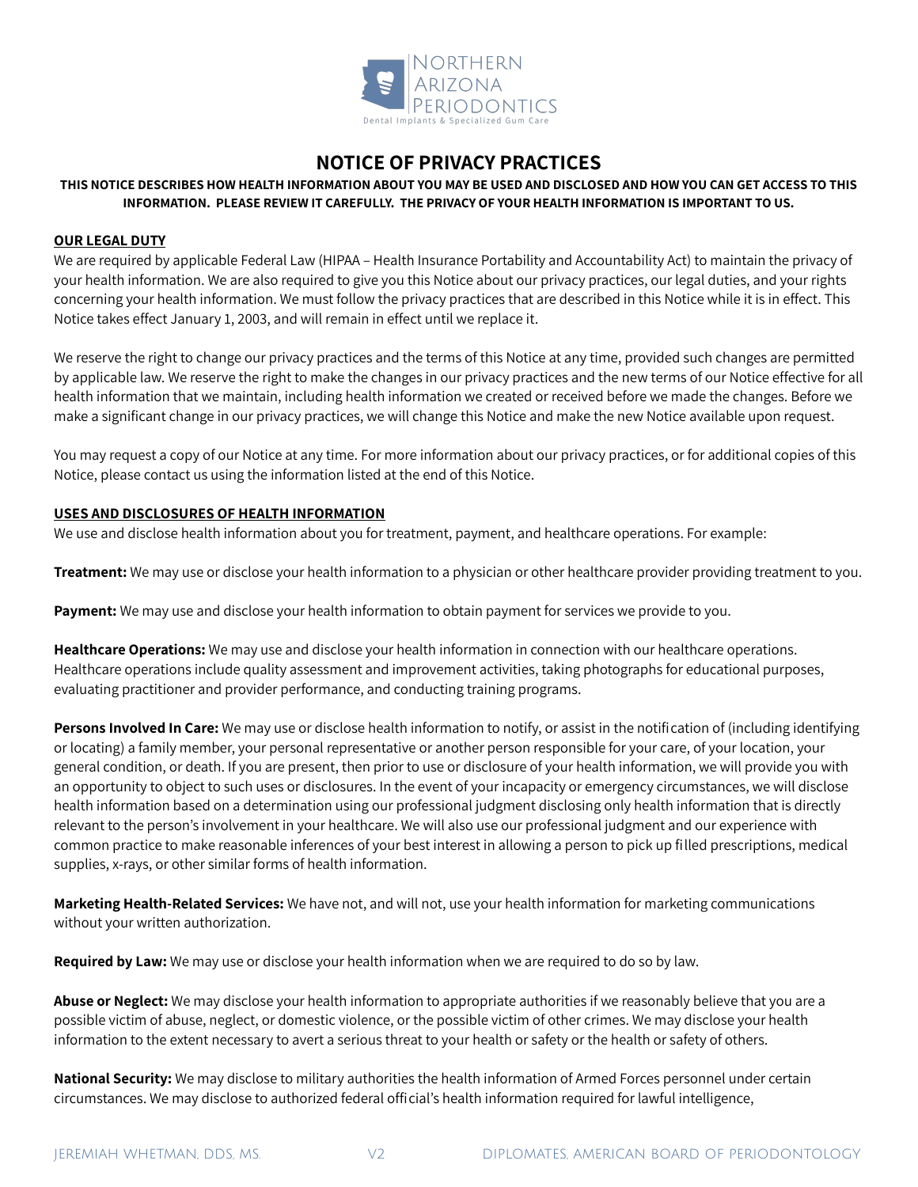Northern Arizona Periodontics

Dental Implants & Specialized Gum Care

# NOTICE OF PRIVACY PRACTICES

**THIS NOTICE DESCRIBES HOW HEALTH INFORMATION ABOUT YOU MAY BE USED AND DISCLOSED AND HOW YOU CAN GET ACCESS TO THIS INFORMATION. PLEASE REVIEW IT CAREFULLY. THE PRIVACY OF YOUR HEALTH INFORMATION IS IMPORTANT TO US.**

## OUR LEGAL DUTY

We are required by applicable Federal Law (HIPAA – Health Insurance Portability and Accountability Act) to maintain the privacy of your health information. We are also required to give you this Notice about our privacy practices, our legal duties, and your rights concerning your health information. We must follow the privacy practices that are described in this Notice while it is in effect. This Notice takes effect January 1, 2003, and will remain in effect until we replace it.

We reserve the right to change our privacy practices and the terms of this Notice at any time, provided such changes are permitted by applicable law. We reserve the right to make the changes in our privacy practices and the new terms of our Notice effective for all health information that we maintain, including health information we created or received before we made the changes. Before we make a significant change in our privacy practices, we will change this Notice and make the new Notice available upon request.

You may request a copy of our Notice at any time. For more information about our privacy practices, or for additional copies of this Notice, please contact us using the information listed at the end of this Notice.

## USES AND DISCLOSURES OF HEALTH INFORMATION

We use and disclose health information about you for treatment, payment, and healthcare operations. For example:

**Treatment:** We may use or disclose your health information to a physician or other healthcare provider providing treatment to you.

**Payment:** We may use and disclose your health information to obtain payment for services we provide to you.

**Healthcare Operations:** We may use and disclose your health information in connection with our healthcare operations. Healthcare operations include quality assessment and improvement activities, taking photographs for educational purposes, evaluating practitioner and provider performance, and conducting training programs.

**Persons Involved In Care:** We may use or disclose health information to notify, or assist in the notification of (including identifying or locating) a family member, your personal representative or another person responsible for your care, of your location, your general condition, or death. If you are present, then prior to use or disclosure of your health information, we will provide you with an opportunity to object to such uses or disclosures. In the event of your incapacity or emergency circumstances, we will disclose health information based on a determination using our professional judgment disclosing only health information that is directly relevant to the person's involvement in your healthcare. We will also use our professional judgment and our experience with common practice to make reasonable inferences of your best interest in allowing a person to pick up filled prescriptions, medical supplies, x-rays, or other similar forms of health information.

**Marketing Health-Related Services:** We have not, and will not, use your health information for marketing communications without your written authorization.

**Required by Law:** We may use or disclose your health information when we are required to do so by law.

**Abuse or Neglect:** We may disclose your health information to appropriate authorities if we reasonably believe that you are a possible victim of abuse, neglect, or domestic violence, or the possible victim of other crimes. We may disclose your health information to the extent necessary to avert a serious threat to your health or safety or the health or safety of others.

**National Security:** We may disclose to military authorities the health information of Armed Forces personnel under certain circumstances. We may disclose to authorized federal official's health information required for lawful intelligence,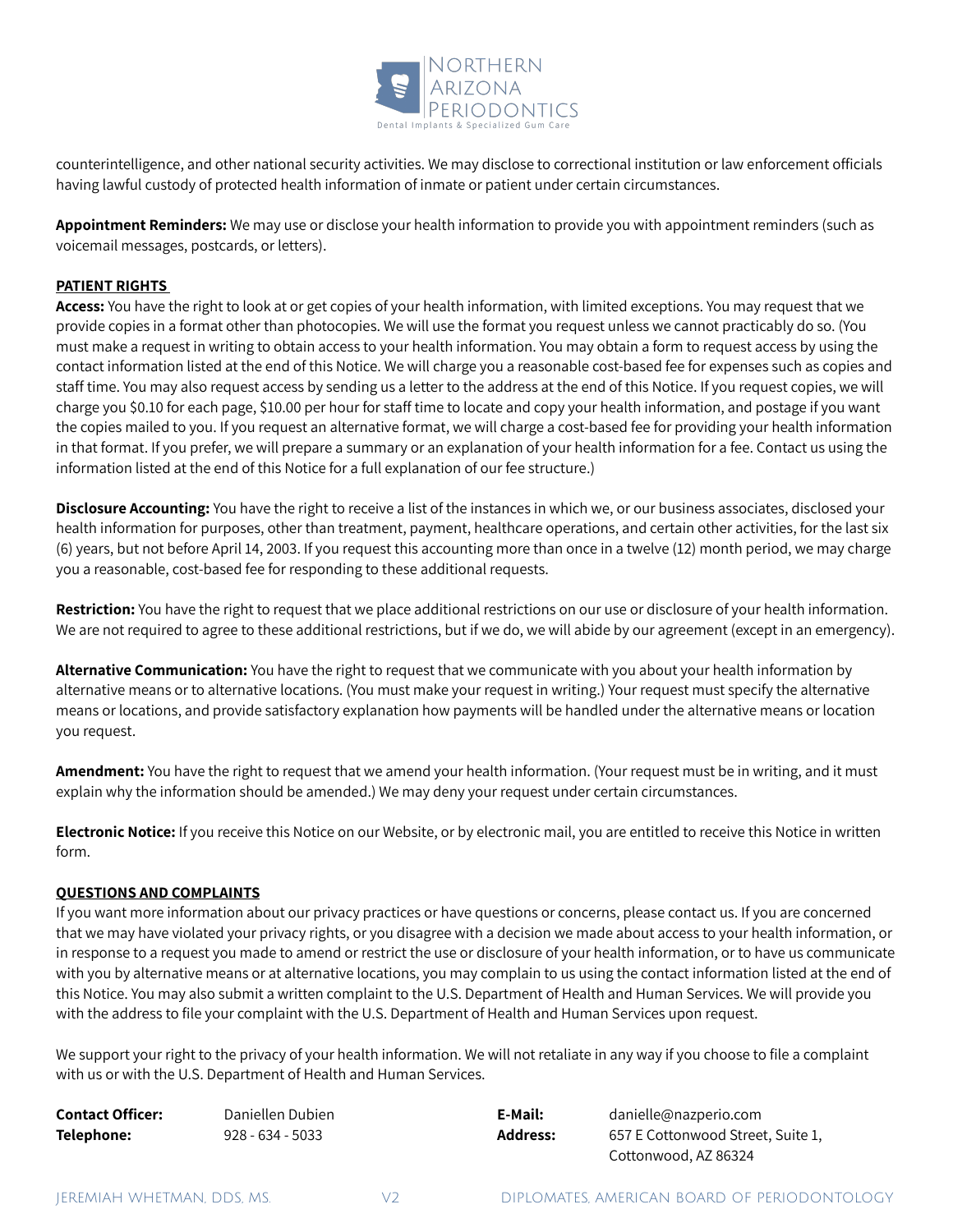counterintelligence, and other national security activities. We may disclose to correctional institution or law enforcement officials having lawful custody of protected health information of inmate or patient under certain circumstances.

**Appointment Reminders:** We may use or disclose your health information to provide you with appointment reminders (such as voicemail messages, postcards, or letters).

**PATIENT RIGHTS**

**Access:** You have the right to look at or get copies of your health information, with limited exceptions. You may request that we provide copies in a format other than photocopies. We will use the format you request unless we cannot practicably do so. (You must make a request in writing to obtain access to your health information. You may obtain a form to request access by using the contact information listed at the end of this Notice. We will charge you a reasonable cost-based fee for expenses such as copies and staff time. You may also request access by sending us a letter to the address at the end of this Notice. If you request copies, we will charge you $0.10 for each page, $10.00 per hour for staff time to locate and copy your health information, and postage if you want the copies mailed to you. If you request an alternative format, we will charge a cost-based fee for providing your health information in that format. If you prefer, we will prepare a summary or an explanation of your health information for a fee. Contact us using the information listed at the end of this Notice for a full explanation of our fee structure.)

**Disclosure Accounting:** You have the right to receive a list of the instances in which we, or our business associates, disclosed your health information for purposes, other than treatment, payment, healthcare operations, and certain other activities, for the last six (6) years, but not before April 14, 2003. If you request this accounting more than once in a twelve (12) month period, we may charge you a reasonable, cost-based fee for responding to these additional requests.

**Restriction:** You have the right to request that we place additional restrictions on our use or disclosure of your health information. We are not required to agree to these additional restrictions, but if we do, we will abide by our agreement (except in an emergency).

**Alternative Communication:** You have the right to request that we communicate with you about your health information by alternative means or to alternative locations. (You must make your request in writing.) Your request must specify the alternative means or locations, and provide satisfactory explanation how payments will be handled under the alternative means or location you request.

**Amendment:** You have the right to request that we amend your health information. (Your request must be in writing, and it must explain why the information should be amended.) We may deny your request under certain circumstances.

**Electronic Notice:** If you receive this Notice on our Website, or by electronic mail, you are entitled to receive this Notice in written form.

**QUESTIONS AND COMPLAINTS**

If you want more information about our privacy practices or have questions or concerns, please contact us. If you are concerned that we may have violated your privacy rights, or you disagree with a decision we made about access to your health information, or in response to a request you made to amend or restrict the use or disclosure of your health information, or to have us communicate with you by alternative means or at alternative locations, you may complain to us using the contact information listed at the end of this Notice. You may also submit a written complaint to the U.S. Department of Health and Human Services. We will provide you with the address to file your complaint with the U.S. Department of Health and Human Services upon request.

We support your right to the privacy of your health information. We will not retaliate in any way if you choose to file a complaint with us or with the U.S. Department of Health and Human Services.

| | | | |
|---|---|---|---|
| **Contact Officer:** | Daniellen Dubien | **E-Mail:** | danielle@nazperio.com |
| **Telephone:** | 928 - 634 - 5033 | **Address:** | 657 E Cottonwood Street, Suite 1, Cottonwood, AZ 86324 |